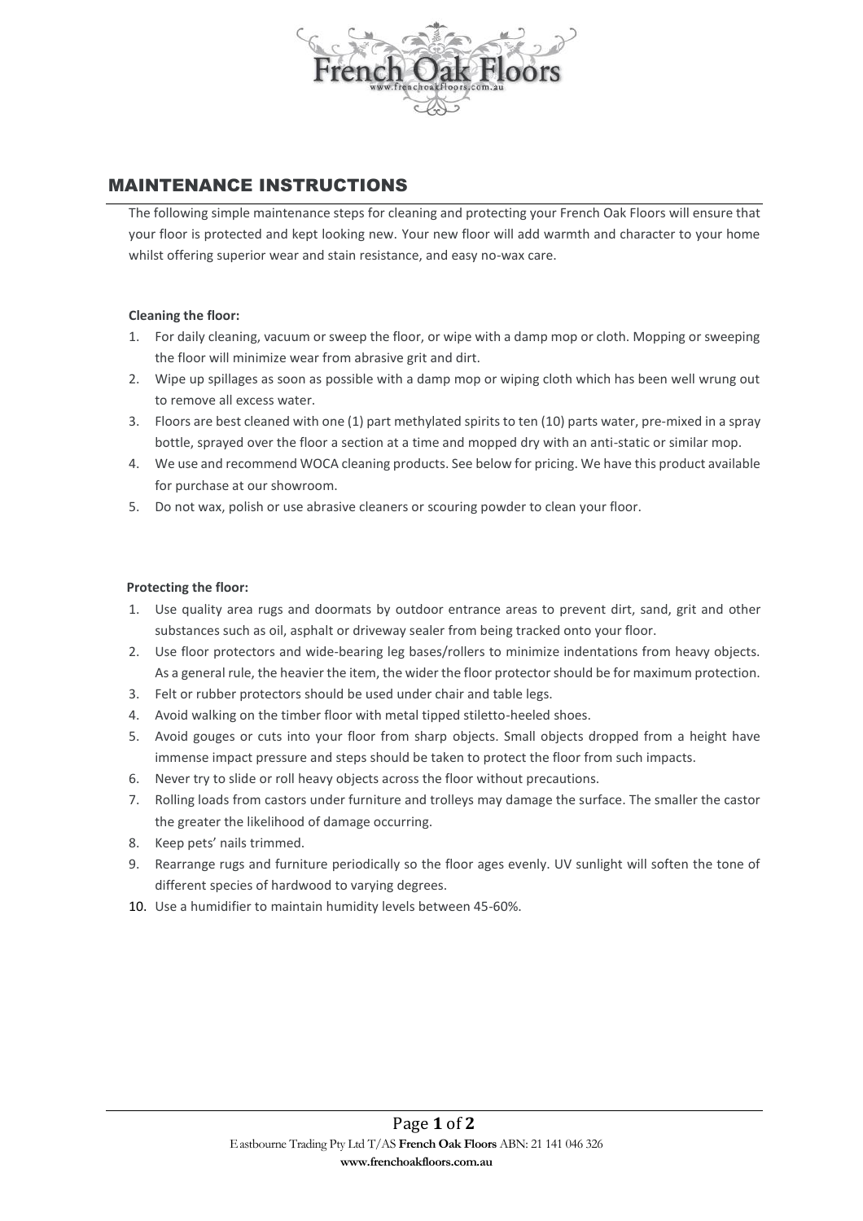## MAINTENANCE INSTRUCTIONS

The following simple maintenance steps for cleaning and protecting your French Oak Floors will ensure that your floor is protected and kept looking new. Your new floor will add warmth and character to your home whilst offering superior wear and stain resistance, and easy no-wax care.

**Cleaning the floor:**

1. For daily cleaning, vacuum or sweep the floor, or wipe with a damp mop or cloth. Mopping or sweeping the floor will minimize wear from abrasive grit and dirt.
2. Wipe up spillages as soon as possible with a damp mop or wiping cloth which has been well wrung out to remove all excess water.
3. Floors are best cleaned with one (1) part methylated spirits to ten (10) parts water, pre-mixed in a spray bottle, sprayed over the floor a section at a time and mopped dry with an anti-static or similar mop.
4. We use and recommend WOCA cleaning products. See below for pricing. We have this product available for purchase at our showroom.
5. Do not wax, polish or use abrasive cleaners or scouring powder to clean your floor.

**Protecting the floor:**

1. Use quality area rugs and doormats by outdoor entrance areas to prevent dirt, sand, grit and other substances such as oil, asphalt or driveway sealer from being tracked onto your floor.
2. Use floor protectors and wide-bearing leg bases/rollers to minimize indentations from heavy objects. As a general rule, the heavier the item, the wider the floor protector should be for maximum protection.
3. Felt or rubber protectors should be used under chair and table legs.
4. Avoid walking on the timber floor with metal tipped stiletto-heeled shoes.
5. Avoid gouges or cuts into your floor from sharp objects. Small objects dropped from a height have immense impact pressure and steps should be taken to protect the floor from such impacts.
6. Never try to slide or roll heavy objects across the floor without precautions.
7. Rolling loads from castors under furniture and trolleys may damage the surface. The smaller the castor the greater the likelihood of damage occurring.
8. Keep pets' nails trimmed.
9. Rearrange rugs and furniture periodically so the floor ages evenly. UV sunlight will soften the tone of different species of hardwood to varying degrees.
10. Use a humidifier to maintain humidity levels between 45-60%.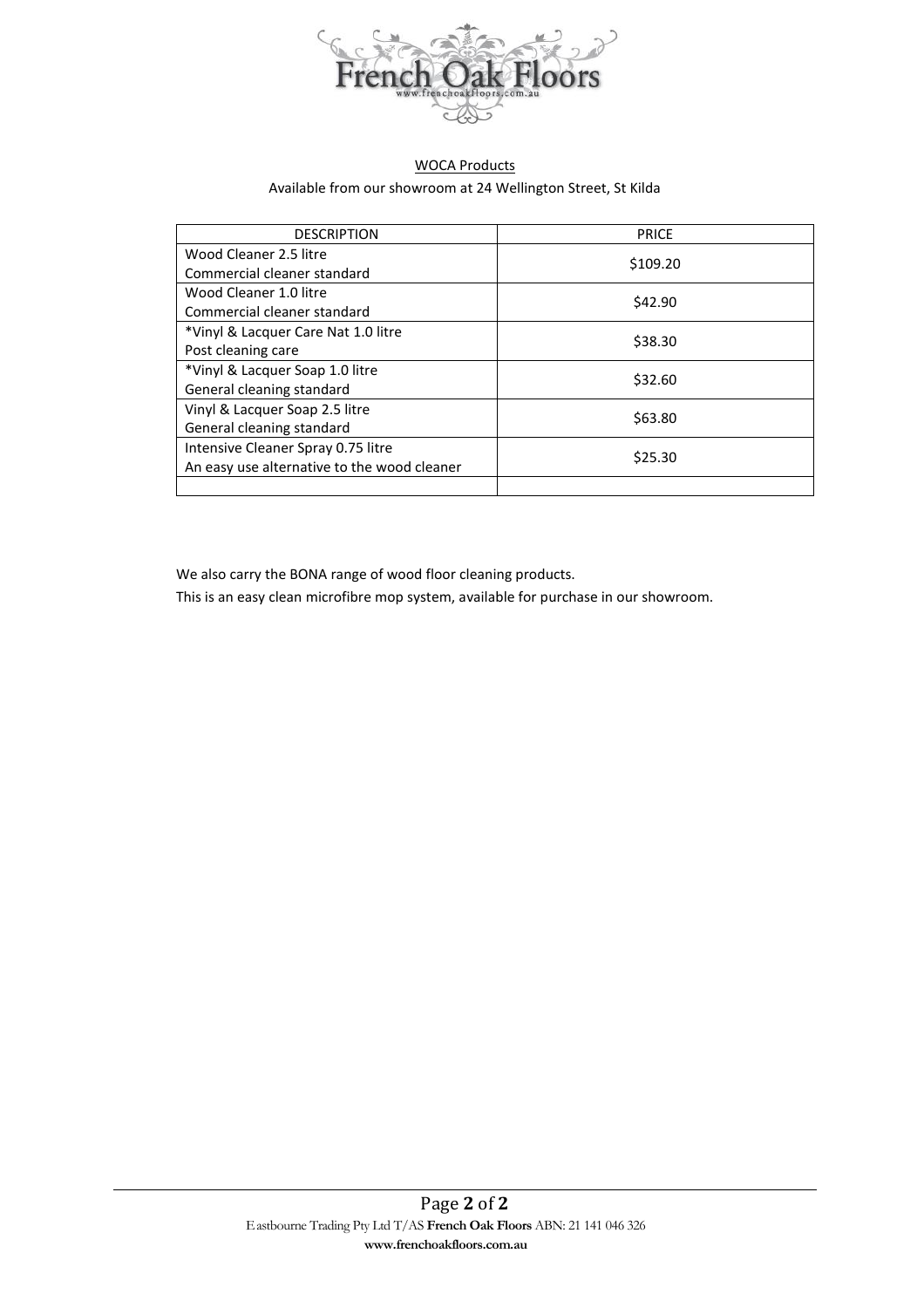## WOCA Products

Available from our showroom at 24 Wellington Street, St Kilda

| DESCRIPTION | PRICE |
| --- | --- |
| Wood Cleaner 2.5 litre<br>Commercial cleaner standard | $109.20 |
| Wood Cleaner 1.0 litre<br>Commercial cleaner standard | $42.90 |
| *Vinyl & Lacquer Care Nat 1.0 litre<br>Post cleaning care | $38.30 |
| *Vinyl & Lacquer Soap 1.0 litre<br>General cleaning standard | $32.60 |
| Vinyl & Lacquer Soap 2.5 litre<br>General cleaning standard | $63.80 |
| Intensive Cleaner Spray 0.75 litre<br>An easy use alternative to the wood cleaner | $25.30 |
| | |

We also carry the BONA range of wood floor cleaning products.

This is an easy clean microfibre mop system, available for purchase in our showroom.

Eastbourne Trading Pty Ltd T/AS **French Oak Floors** ABN: 21 141 046 326

**www.frenchoakfloors.com.au**